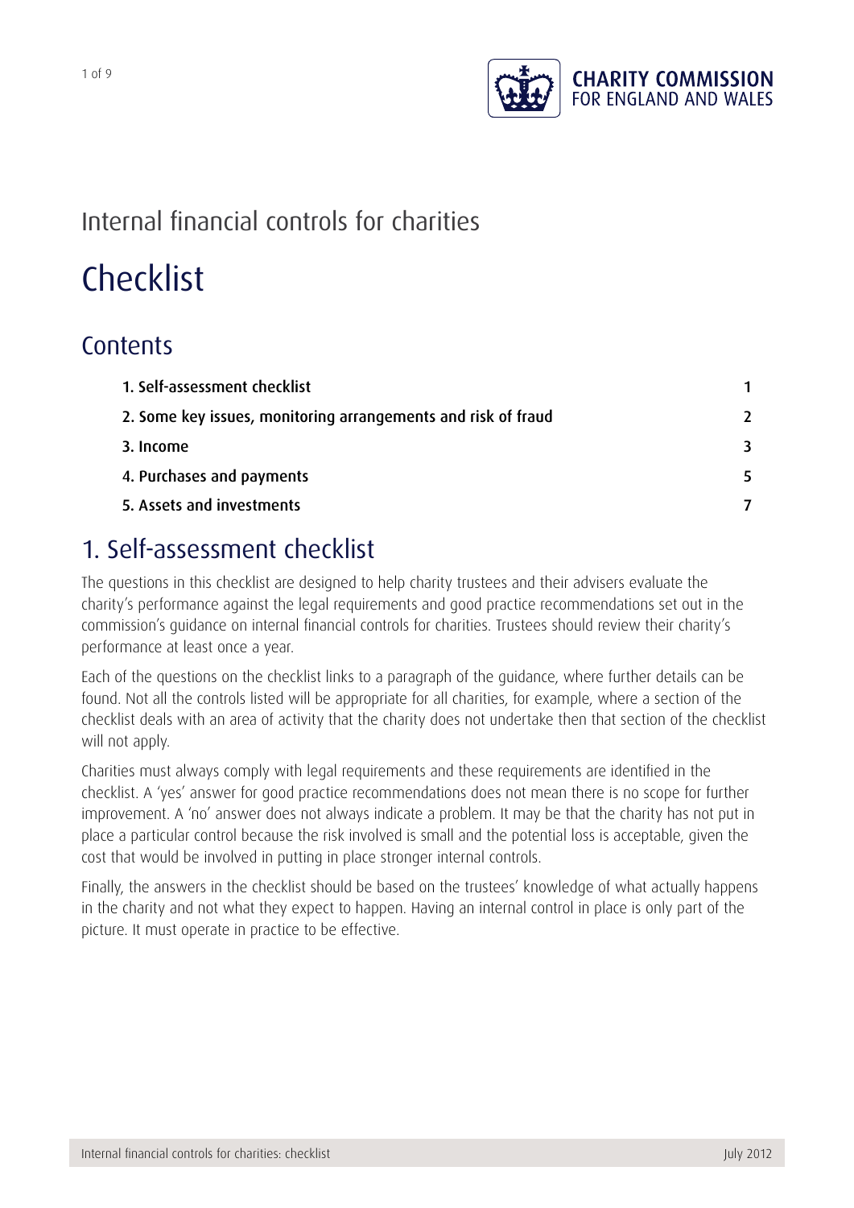CHARITY COMMISSION FOR ENGLAND AND WALES

Internal financial controls for charities

# Checklist

## Contents

| | |
|---|---|
| **1. Self-assessment checklist** | **1** |
| **2. Some key issues, monitoring arrangements and risk of fraud** | **2** |
| **3. Income** | **3** |
| **4. Purchases and payments** | **5** |
| **5. Assets and investments** | **7** |

## 1. Self-assessment checklist

The questions in this checklist are designed to help charity trustees and their advisers evaluate the charity's performance against the legal requirements and good practice recommendations set out in the commission's guidance on internal financial controls for charities. Trustees should review their charity's performance at least once a year.

Each of the questions on the checklist links to a paragraph of the guidance, where further details can be found. Not all the controls listed will be appropriate for all charities, for example, where a section of the checklist deals with an area of activity that the charity does not undertake then that section of the checklist will not apply.

Charities must always comply with legal requirements and these requirements are identified in the checklist. A 'yes' answer for good practice recommendations does not mean there is no scope for further improvement. A 'no' answer does not always indicate a problem. It may be that the charity has not put in place a particular control because the risk involved is small and the potential loss is acceptable, given the cost that would be involved in putting in place stronger internal controls.

Finally, the answers in the checklist should be based on the trustees' knowledge of what actually happens in the charity and not what they expect to happen. Having an internal control in place is only part of the picture. It must operate in practice to be effective.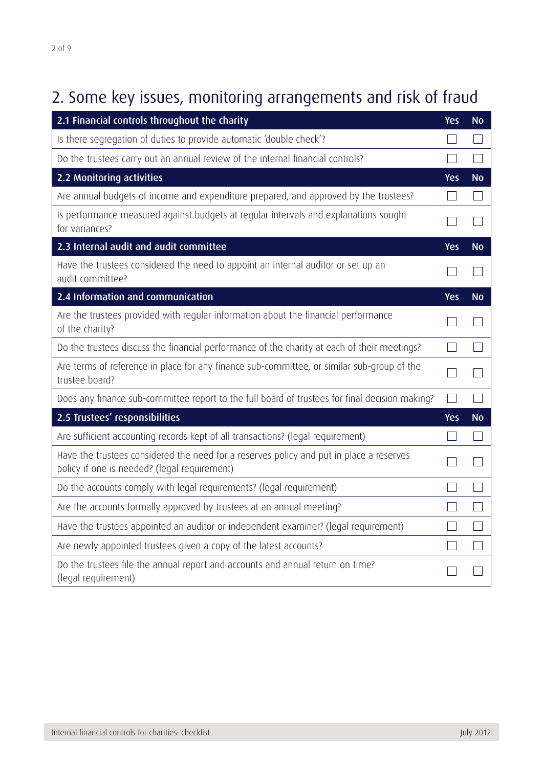## 2. Some key issues, monitoring arrangements and risk of fraud

| 2.1 Financial controls throughout the charity | Yes | No |
|---|---|---|
| Is there segregation of duties to provide automatic 'double check'? | ☐ | ☐ |
| Do the trustees carry out an annual review of the internal financial controls? | ☐ | ☐ |

| 2.2 Monitoring activities | Yes | No |
|---|---|---|
| Are annual budgets of income and expenditure prepared, and approved by the trustees? | ☐ | ☐ |
| Is performance measured against budgets at regular intervals and explanations sought for variances? | ☐ | ☐ |

| 2.3 Internal audit and audit committee | Yes | No |
|---|---|---|
| Have the trustees considered the need to appoint an internal auditor or set up an audit committee? | ☐ | ☐ |

| 2.4 Information and communication | Yes | No |
|---|---|---|
| Are the trustees provided with regular information about the financial performance of the charity? | ☐ | ☐ |
| Do the trustees discuss the financial performance of the charity at each of their meetings? | ☐ | ☐ |
| Are terms of reference in place for any finance sub-committee, or similar sub-group of the trustee board? | ☐ | ☐ |
| Does any finance sub-committee report to the full board of trustees for final decision making? | ☐ | ☐ |

| 2.5 Trustees' responsibilities | Yes | No |
|---|---|---|
| Are sufficient accounting records kept of all transactions? (legal requirement) | ☐ | ☐ |
| Have the trustees considered the need for a reserves policy and put in place a reserves policy if one is needed? (legal requirement) | ☐ | ☐ |
| Do the accounts comply with legal requirements? (legal requirement) | ☐ | ☐ |
| Are the accounts formally approved by trustees at an annual meeting? | ☐ | ☐ |
| Have the trustees appointed an auditor or independent examiner? (legal requirement) | ☐ | ☐ |
| Are newly appointed trustees given a copy of the latest accounts? | ☐ | ☐ |
| Do the trustees file the annual report and accounts and annual return on time? (legal requirement) | ☐ | ☐ |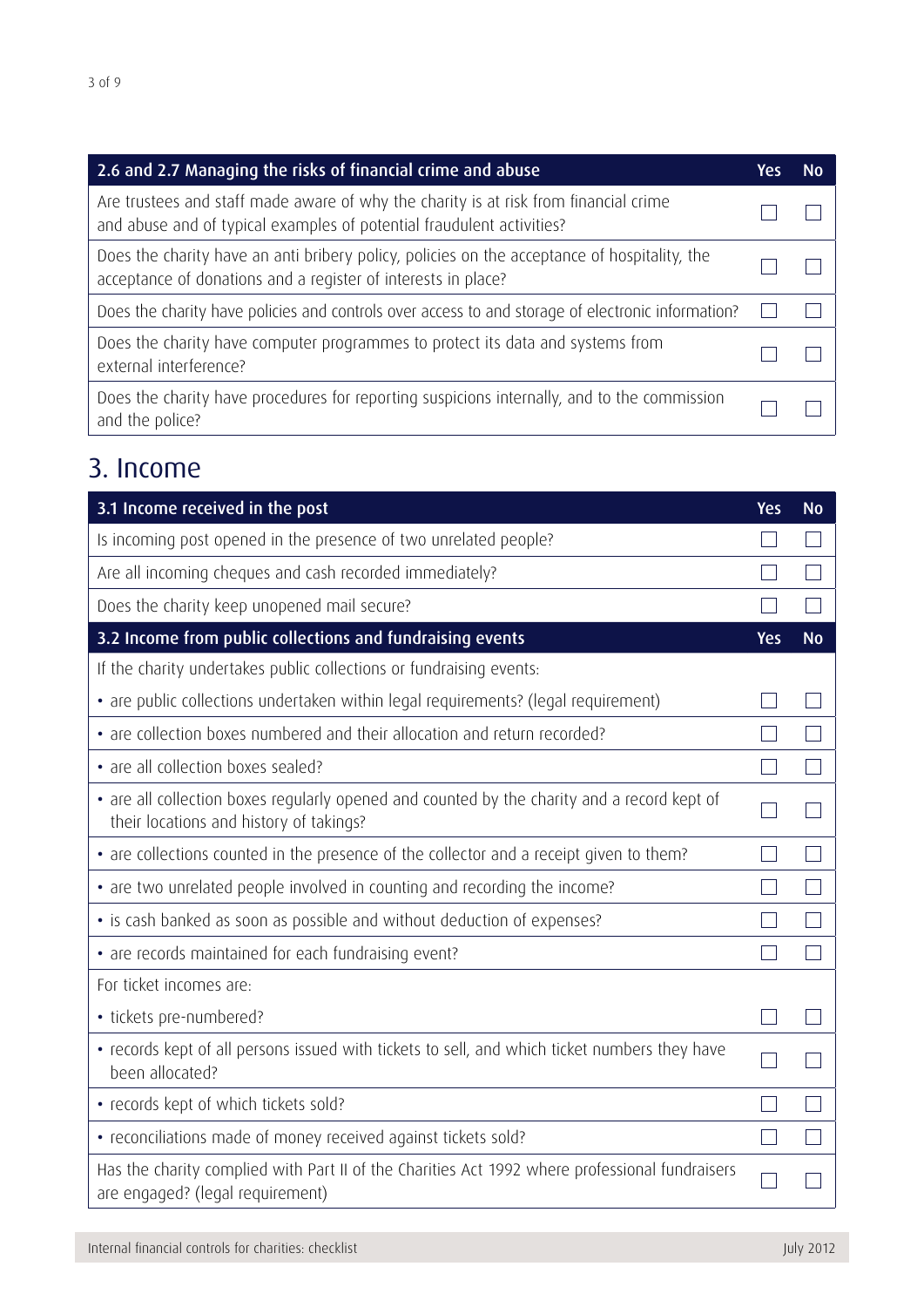| 2.6 and 2.7 Managing the risks of financial crime and abuse | Yes | No |
| --- | --- | --- |
| Are trustees and staff made aware of why the charity is at risk from financial crime and abuse and of typical examples of potential fraudulent activities? | ☐ | ☐ |
| Does the charity have an anti bribery policy, policies on the acceptance of hospitality, the acceptance of donations and a register of interests in place? | ☐ | ☐ |
| Does the charity have policies and controls over access to and storage of electronic information? | ☐ | ☐ |
| Does the charity have computer programmes to protect its data and systems from external interference? | ☐ | ☐ |
| Does the charity have procedures for reporting suspicions internally, and to the commission and the police? | ☐ | ☐ |

# 3. Income

| 3.1 Income received in the post | Yes | No |
| --- | --- | --- |
| Is incoming post opened in the presence of two unrelated people? | ☐ | ☐ |
| Are all incoming cheques and cash recorded immediately? | ☐ | ☐ |
| Does the charity keep unopened mail secure? | ☐ | ☐ |
| **3.2 Income from public collections and fundraising events** | **Yes** | **No** |
| If the charity undertakes public collections or fundraising events: | | |
| • are public collections undertaken within legal requirements? (legal requirement) | ☐ | ☐ |
| • are collection boxes numbered and their allocation and return recorded? | ☐ | ☐ |
| • are all collection boxes sealed? | ☐ | ☐ |
| • are all collection boxes regularly opened and counted by the charity and a record kept of their locations and history of takings? | ☐ | ☐ |
| • are collections counted in the presence of the collector and a receipt given to them? | ☐ | ☐ |
| • are two unrelated people involved in counting and recording the income? | ☐ | ☐ |
| • is cash banked as soon as possible and without deduction of expenses? | ☐ | ☐ |
| • are records maintained for each fundraising event? | ☐ | ☐ |
| For ticket incomes are: | | |
| • tickets pre-numbered? | ☐ | ☐ |
| • records kept of all persons issued with tickets to sell, and which ticket numbers they have been allocated? | ☐ | ☐ |
| • records kept of which tickets sold? | ☐ | ☐ |
| • reconciliations made of money received against tickets sold? | ☐ | ☐ |
| Has the charity complied with Part II of the Charities Act 1992 where professional fundraisers are engaged? (legal requirement) | ☐ | ☐ |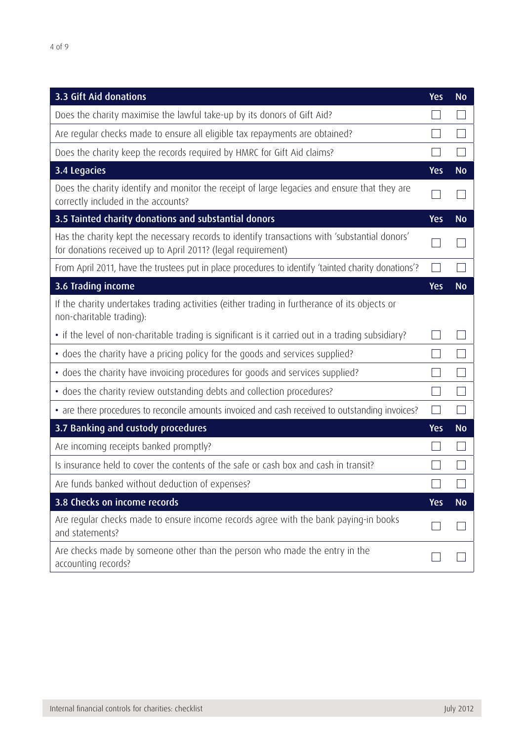| 3.3 Gift Aid donations | Yes | No |
|---|---|---|
| Does the charity maximise the lawful take-up by its donors of Gift Aid? | ☐ | ☐ |
| Are regular checks made to ensure all eligible tax repayments are obtained? | ☐ | ☐ |
| Does the charity keep the records required by HMRC for Gift Aid claims? | ☐ | ☐ |

| 3.4 Legacies | Yes | No |
|---|---|---|
| Does the charity identify and monitor the receipt of large legacies and ensure that they are correctly included in the accounts? | ☐ | ☐ |

| 3.5 Tainted charity donations and substantial donors | Yes | No |
|---|---|---|
| Has the charity kept the necessary records to identify transactions with 'substantial donors' for donations received up to April 2011? (legal requirement) | ☐ | ☐ |
| From April 2011, have the trustees put in place procedures to identify 'tainted charity donations'? | ☐ | ☐ |

| 3.6 Trading income | Yes | No |
|---|---|---|
| If the charity undertakes trading activities (either trading in furtherance of its objects or non-charitable trading): | | |
| • if the level of non-charitable trading is significant is it carried out in a trading subsidiary? | ☐ | ☐ |
| • does the charity have a pricing policy for the goods and services supplied? | ☐ | ☐ |
| • does the charity have invoicing procedures for goods and services supplied? | ☐ | ☐ |
| • does the charity review outstanding debts and collection procedures? | ☐ | ☐ |
| • are there procedures to reconcile amounts invoiced and cash received to outstanding invoices? | ☐ | ☐ |

| 3.7 Banking and custody procedures | Yes | No |
|---|---|---|
| Are incoming receipts banked promptly? | ☐ | ☐ |
| Is insurance held to cover the contents of the safe or cash box and cash in transit? | ☐ | ☐ |
| Are funds banked without deduction of expenses? | ☐ | ☐ |

| 3.8 Checks on income records | Yes | No |
|---|---|---|
| Are regular checks made to ensure income records agree with the bank paying-in books and statements? | ☐ | ☐ |
| Are checks made by someone other than the person who made the entry in the accounting records? | ☐ | ☐ |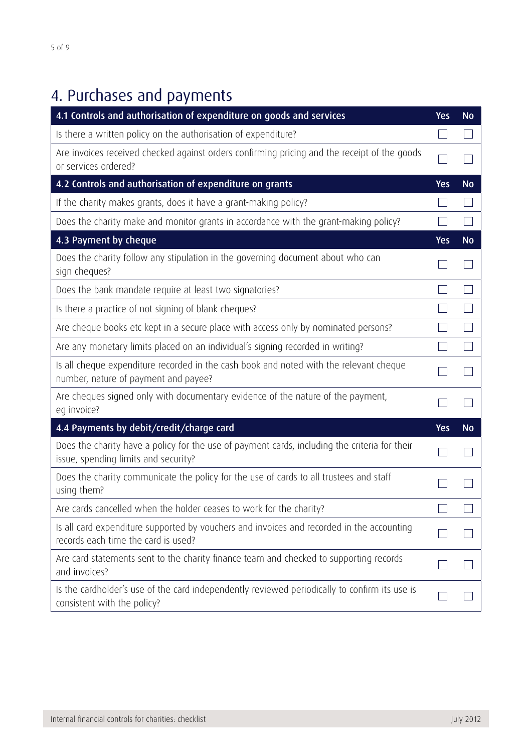# 4. Purchases and payments

| 4.1 Controls and authorisation of expenditure on goods and services | Yes | No |
|---|---|---|
| Is there a written policy on the authorisation of expenditure? | ☐ | ☐ |
| Are invoices received checked against orders confirming pricing and the receipt of the goods or services ordered? | ☐ | ☐ |

| 4.2 Controls and authorisation of expenditure on grants | Yes | No |
|---|---|---|
| If the charity makes grants, does it have a grant-making policy? | ☐ | ☐ |
| Does the charity make and monitor grants in accordance with the grant-making policy? | ☐ | ☐ |

| 4.3 Payment by cheque | Yes | No |
|---|---|---|
| Does the charity follow any stipulation in the governing document about who can sign cheques? | ☐ | ☐ |
| Does the bank mandate require at least two signatories? | ☐ | ☐ |
| Is there a practice of not signing of blank cheques? | ☐ | ☐ |
| Are cheque books etc kept in a secure place with access only by nominated persons? | ☐ | ☐ |
| Are any monetary limits placed on an individual's signing recorded in writing? | ☐ | ☐ |
| Is all cheque expenditure recorded in the cash book and noted with the relevant cheque number, nature of payment and payee? | ☐ | ☐ |
| Are cheques signed only with documentary evidence of the nature of the payment, eg invoice? | ☐ | ☐ |

| 4.4 Payments by debit/credit/charge card | Yes | No |
|---|---|---|
| Does the charity have a policy for the use of payment cards, including the criteria for their issue, spending limits and security? | ☐ | ☐ |
| Does the charity communicate the policy for the use of cards to all trustees and staff using them? | ☐ | ☐ |
| Are cards cancelled when the holder ceases to work for the charity? | ☐ | ☐ |
| Is all card expenditure supported by vouchers and invoices and recorded in the accounting records each time the card is used? | ☐ | ☐ |
| Are card statements sent to the charity finance team and checked to supporting records and invoices? | ☐ | ☐ |
| Is the cardholder's use of the card independently reviewed periodically to confirm its use is consistent with the policy? | ☐ | ☐ |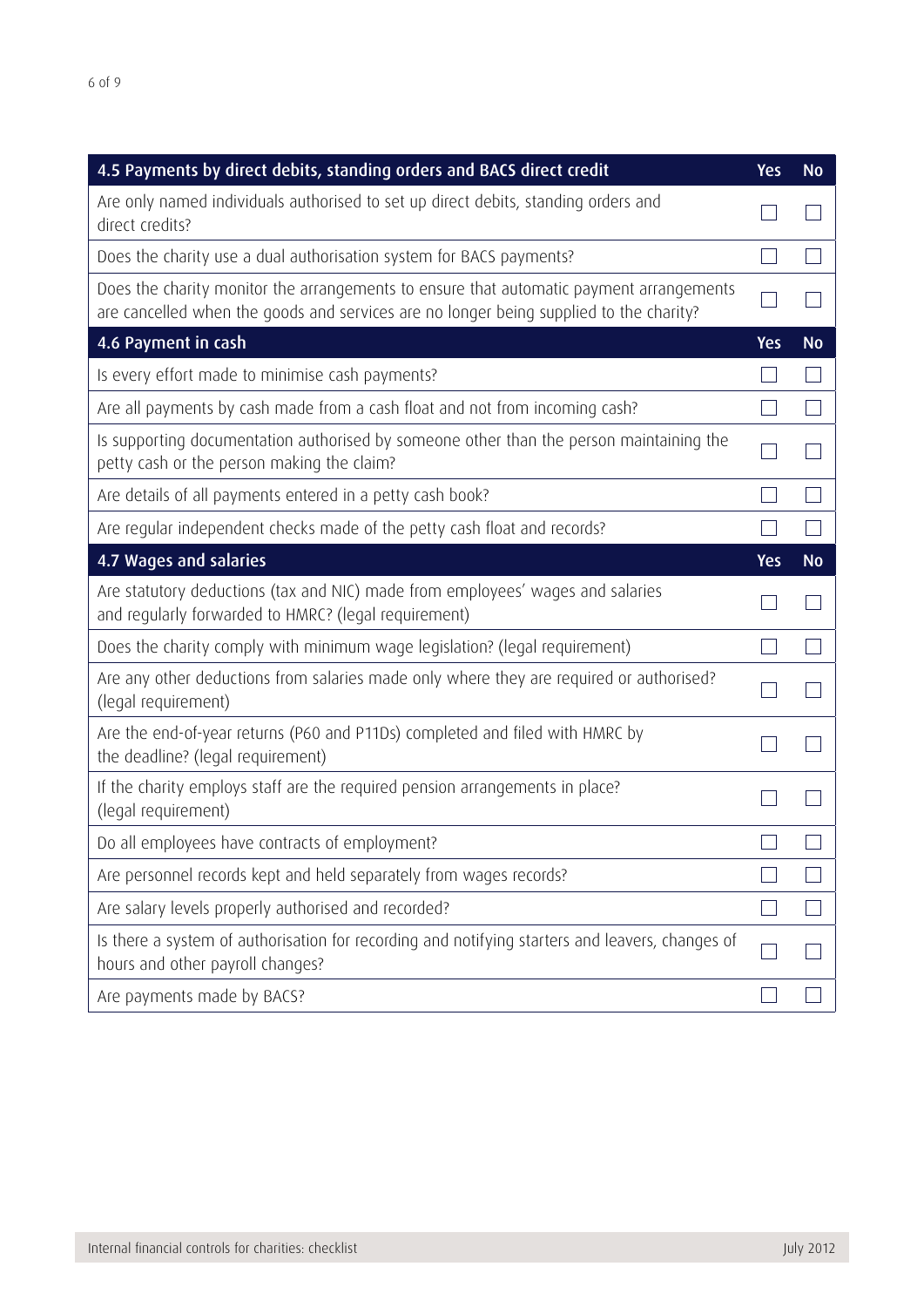| 4.5 Payments by direct debits, standing orders and BACS direct credit | Yes | No |
|---|---|---|
| Are only named individuals authorised to set up direct debits, standing orders and direct credits? | ☐ | ☐ |
| Does the charity use a dual authorisation system for BACS payments? | ☐ | ☐ |
| Does the charity monitor the arrangements to ensure that automatic payment arrangements are cancelled when the goods and services are no longer being supplied to the charity? | ☐ | ☐ |

| 4.6 Payment in cash | Yes | No |
|---|---|---|
| Is every effort made to minimise cash payments? | ☐ | ☐ |
| Are all payments by cash made from a cash float and not from incoming cash? | ☐ | ☐ |
| Is supporting documentation authorised by someone other than the person maintaining the petty cash or the person making the claim? | ☐ | ☐ |
| Are details of all payments entered in a petty cash book? | ☐ | ☐ |
| Are regular independent checks made of the petty cash float and records? | ☐ | ☐ |

| 4.7 Wages and salaries | Yes | No |
|---|---|---|
| Are statutory deductions (tax and NIC) made from employees' wages and salaries and regularly forwarded to HMRC? (legal requirement) | ☐ | ☐ |
| Does the charity comply with minimum wage legislation? (legal requirement) | ☐ | ☐ |
| Are any other deductions from salaries made only where they are required or authorised? (legal requirement) | ☐ | ☐ |
| Are the end-of-year returns (P60 and P11Ds) completed and filed with HMRC by the deadline? (legal requirement) | ☐ | ☐ |
| If the charity employs staff are the required pension arrangements in place? (legal requirement) | ☐ | ☐ |
| Do all employees have contracts of employment? | ☐ | ☐ |
| Are personnel records kept and held separately from wages records? | ☐ | ☐ |
| Are salary levels properly authorised and recorded? | ☐ | ☐ |
| Is there a system of authorisation for recording and notifying starters and leavers, changes of hours and other payroll changes? | ☐ | ☐ |
| Are payments made by BACS? | ☐ | ☐ |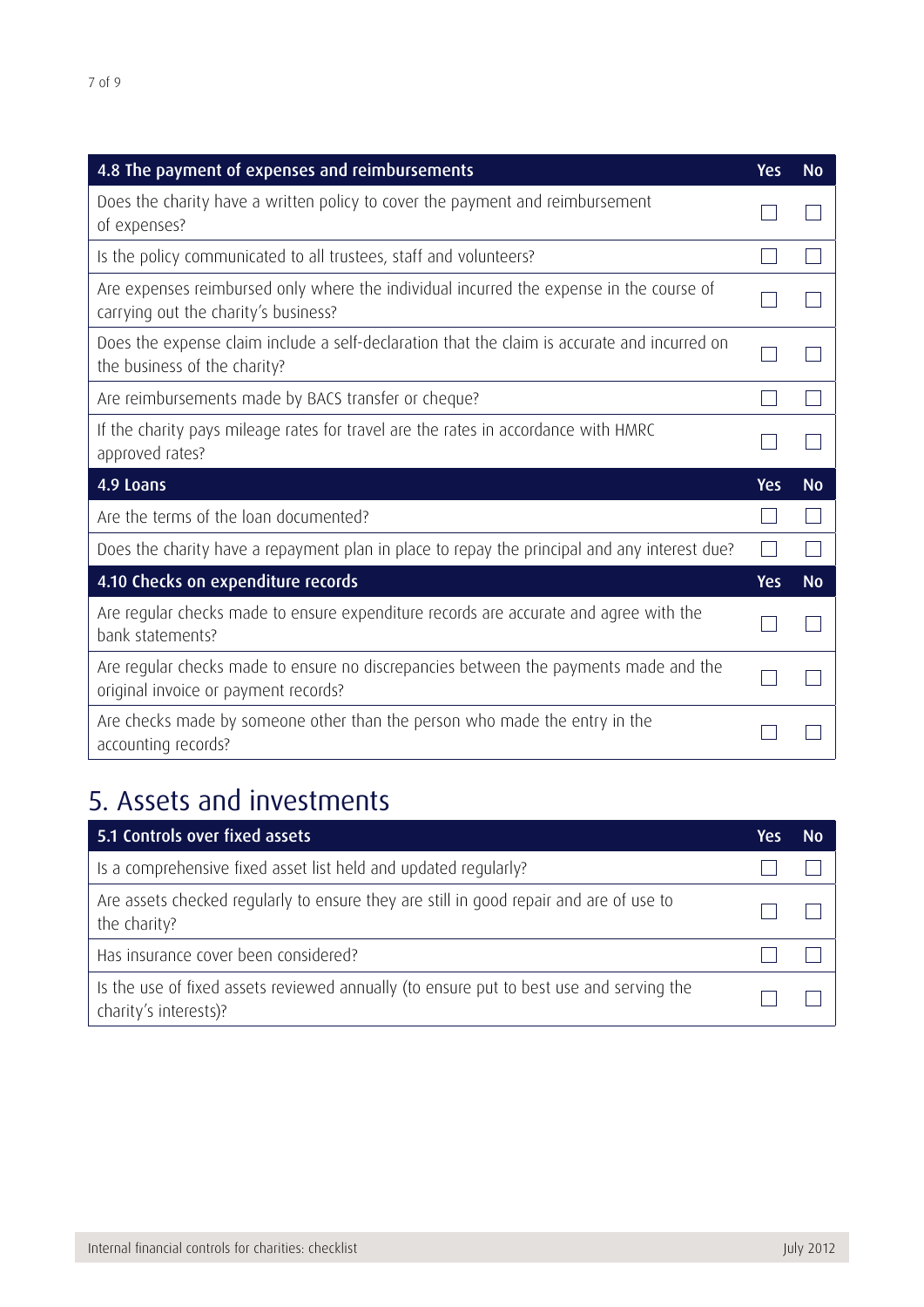| 4.8 The payment of expenses and reimbursements | Yes | No |
| --- | --- | --- |
| Does the charity have a written policy to cover the payment and reimbursement of expenses? | ☐ | ☐ |
| Is the policy communicated to all trustees, staff and volunteers? | ☐ | ☐ |
| Are expenses reimbursed only where the individual incurred the expense in the course of carrying out the charity's business? | ☐ | ☐ |
| Does the expense claim include a self-declaration that the claim is accurate and incurred on the business of the charity? | ☐ | ☐ |
| Are reimbursements made by BACS transfer or cheque? | ☐ | ☐ |
| If the charity pays mileage rates for travel are the rates in accordance with HMRC approved rates? | ☐ | ☐ |

| 4.9 Loans | Yes | No |
| --- | --- | --- |
| Are the terms of the loan documented? | ☐ | ☐ |
| Does the charity have a repayment plan in place to repay the principal and any interest due? | ☐ | ☐ |

| 4.10 Checks on expenditure records | Yes | No |
| --- | --- | --- |
| Are regular checks made to ensure expenditure records are accurate and agree with the bank statements? | ☐ | ☐ |
| Are regular checks made to ensure no discrepancies between the payments made and the original invoice or payment records? | ☐ | ☐ |
| Are checks made by someone other than the person who made the entry in the accounting records? | ☐ | ☐ |

# 5. Assets and investments

| 5.1 Controls over fixed assets | Yes | No |
| --- | --- | --- |
| Is a comprehensive fixed asset list held and updated regularly? | ☐ | ☐ |
| Are assets checked regularly to ensure they are still in good repair and are of use to the charity? | ☐ | ☐ |
| Has insurance cover been considered? | ☐ | ☐ |
| Is the use of fixed assets reviewed annually (to ensure put to best use and serving the charity's interests)? | ☐ | ☐ |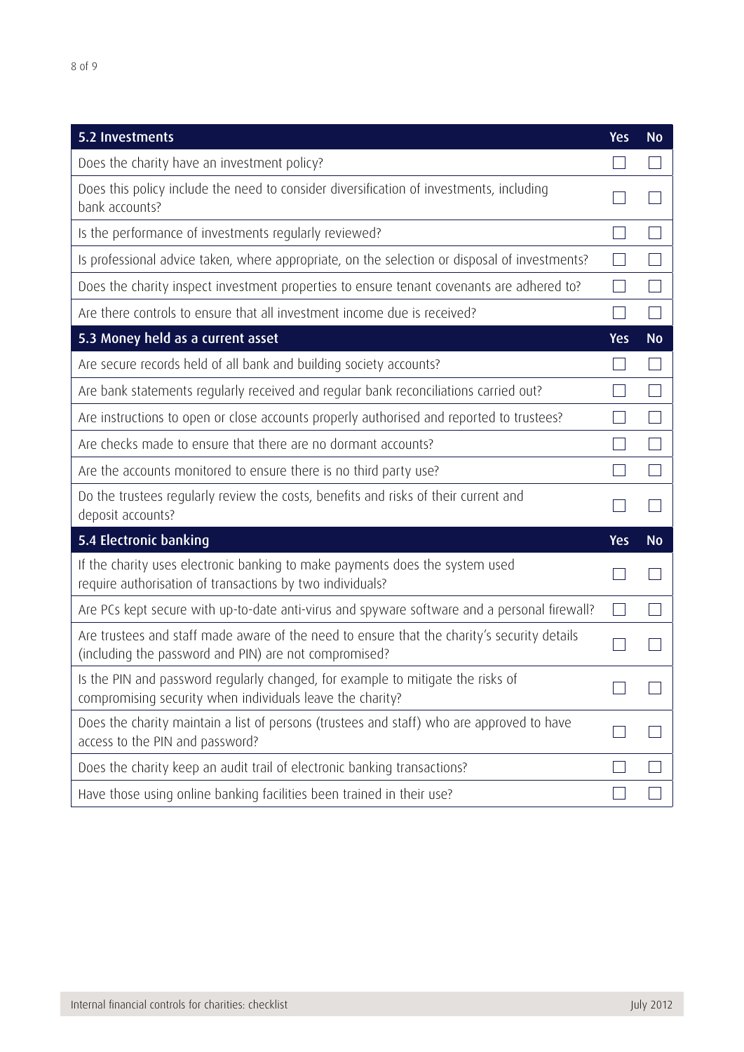| 5.2 Investments | Yes | No |
|---|---|---|
| Does the charity have an investment policy? | ☐ | ☐ |
| Does this policy include the need to consider diversification of investments, including bank accounts? | ☐ | ☐ |
| Is the performance of investments regularly reviewed? | ☐ | ☐ |
| Is professional advice taken, where appropriate, on the selection or disposal of investments? | ☐ | ☐ |
| Does the charity inspect investment properties to ensure tenant covenants are adhered to? | ☐ | ☐ |
| Are there controls to ensure that all investment income due is received? | ☐ | ☐ |
| **5.3 Money held as a current asset** | **Yes** | **No** |
| Are secure records held of all bank and building society accounts? | ☐ | ☐ |
| Are bank statements regularly received and regular bank reconciliations carried out? | ☐ | ☐ |
| Are instructions to open or close accounts properly authorised and reported to trustees? | ☐ | ☐ |
| Are checks made to ensure that there are no dormant accounts? | ☐ | ☐ |
| Are the accounts monitored to ensure there is no third party use? | ☐ | ☐ |
| Do the trustees regularly review the costs, benefits and risks of their current and deposit accounts? | ☐ | ☐ |
| **5.4 Electronic banking** | **Yes** | **No** |
| If the charity uses electronic banking to make payments does the system used require authorisation of transactions by two individuals? | ☐ | ☐ |
| Are PCs kept secure with up-to-date anti-virus and spyware software and a personal firewall? | ☐ | ☐ |
| Are trustees and staff made aware of the need to ensure that the charity's security details (including the password and PIN) are not compromised? | ☐ | ☐ |
| Is the PIN and password regularly changed, for example to mitigate the risks of compromising security when individuals leave the charity? | ☐ | ☐ |
| Does the charity maintain a list of persons (trustees and staff) who are approved to have access to the PIN and password? | ☐ | ☐ |
| Does the charity keep an audit trail of electronic banking transactions? | ☐ | ☐ |
| Have those using online banking facilities been trained in their use? | ☐ | ☐ |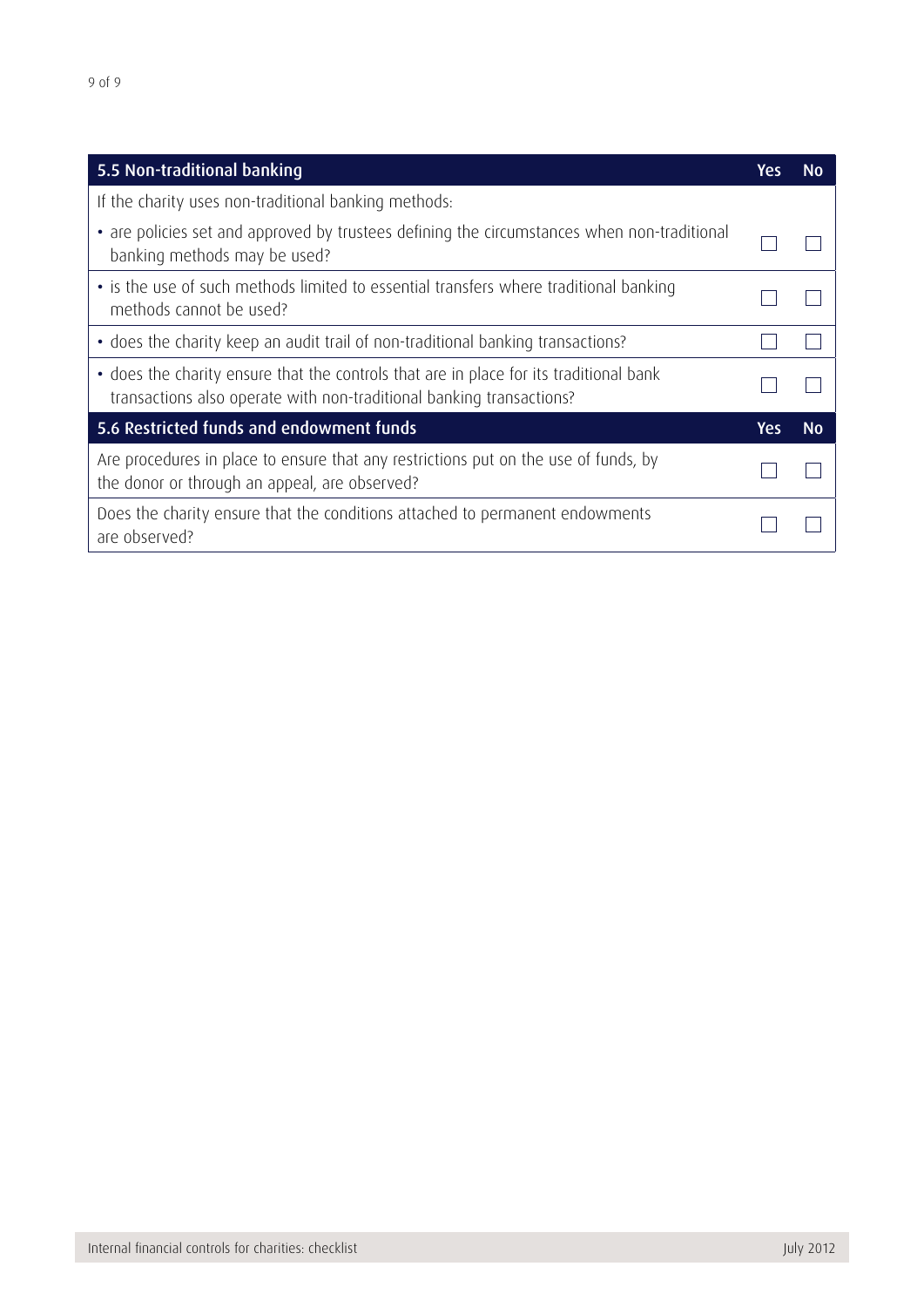| 5.5 Non-traditional banking | Yes | No |
| --- | --- | --- |
| If the charity uses non-traditional banking methods: | | |
| • are policies set and approved by trustees defining the circumstances when non-traditional banking methods may be used? | ☐ | ☐ |
| • is the use of such methods limited to essential transfers where traditional banking methods cannot be used? | ☐ | ☐ |
| • does the charity keep an audit trail of non-traditional banking transactions? | ☐ | ☐ |
| • does the charity ensure that the controls that are in place for its traditional bank transactions also operate with non-traditional banking transactions? | ☐ | ☐ |

| 5.6 Restricted funds and endowment funds | Yes | No |
| --- | --- | --- |
| Are procedures in place to ensure that any restrictions put on the use of funds, by the donor or through an appeal, are observed? | ☐ | ☐ |
| Does the charity ensure that the conditions attached to permanent endowments are observed? | ☐ | ☐ |